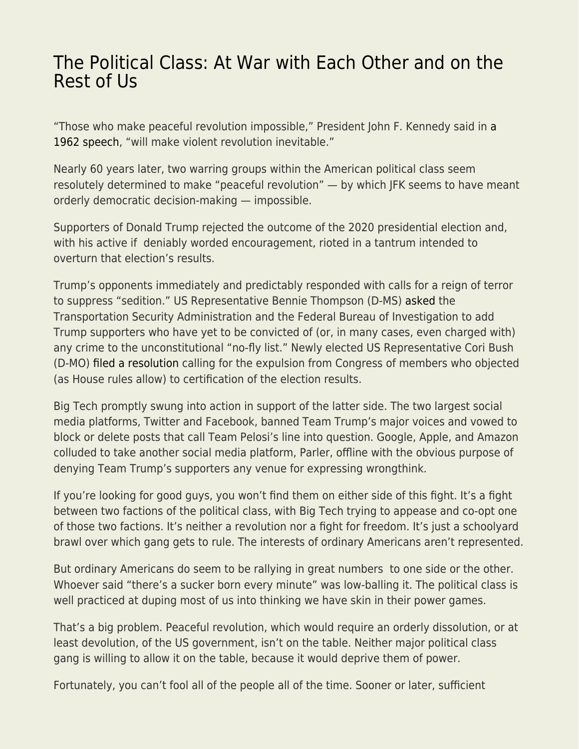# The Political Class: At War with Each Other and on the Rest of Us

"Those who make peaceful revolution impossible," President John F. Kennedy said in a 1962 speech, "will make violent revolution inevitable."

Nearly 60 years later, two warring groups within the American political class seem resolutely determined to make "peaceful revolution" — by which JFK seems to have meant orderly democratic decision-making — impossible.

Supporters of Donald Trump rejected the outcome of the 2020 presidential election and, with his active if deniably worded encouragement, rioted in a tantrum intended to overturn that election's results.

Trump's opponents immediately and predictably responded with calls for a reign of terror to suppress "sedition." US Representative Bennie Thompson (D-MS) asked the Transportation Security Administration and the Federal Bureau of Investigation to add Trump supporters who have yet to be convicted of (or, in many cases, even charged with) any crime to the unconstitutional "no-fly list." Newly elected US Representative Cori Bush (D-MO) filed a resolution calling for the expulsion from Congress of members who objected (as House rules allow) to certification of the election results.

Big Tech promptly swung into action in support of the latter side. The two largest social media platforms, Twitter and Facebook, banned Team Trump's major voices and vowed to block or delete posts that call Team Pelosi's line into question. Google, Apple, and Amazon colluded to take another social media platform, Parler, offline with the obvious purpose of denying Team Trump's supporters any venue for expressing wrongthink.

If you're looking for good guys, you won't find them on either side of this fight. It's a fight between two factions of the political class, with Big Tech trying to appease and co-opt one of those two factions. It's neither a revolution nor a fight for freedom. It's just a schoolyard brawl over which gang gets to rule. The interests of ordinary Americans aren't represented.

But ordinary Americans do seem to be rallying in great numbers to one side or the other. Whoever said "there's a sucker born every minute" was low-balling it. The political class is well practiced at duping most of us into thinking we have skin in their power games.

That's a big problem. Peaceful revolution, which would require an orderly dissolution, or at least devolution, of the US government, isn't on the table. Neither major political class gang is willing to allow it on the table, because it would deprive them of power.

Fortunately, you can't fool all of the people all of the time. Sooner or later, sufficient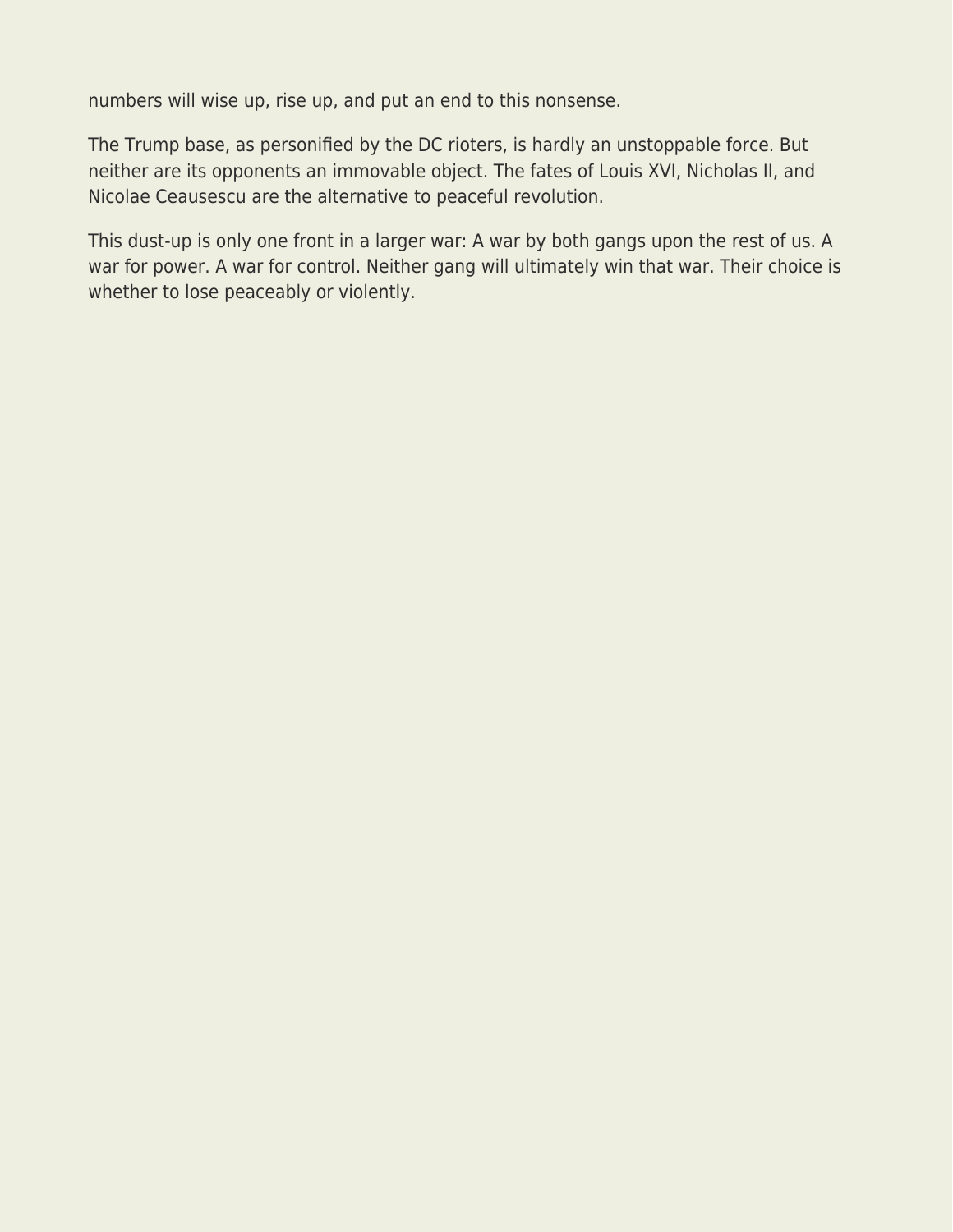numbers will wise up, rise up, and put an end to this nonsense.

The Trump base, as personified by the DC rioters, is hardly an unstoppable force. But neither are its opponents an immovable object. The fates of Louis XVI, Nicholas II, and Nicolae Ceausescu are the alternative to peaceful revolution.

This dust-up is only one front in a larger war: A war by both gangs upon the rest of us. A war for power. A war for control. Neither gang will ultimately win that war. Their choice is whether to lose peaceably or violently.